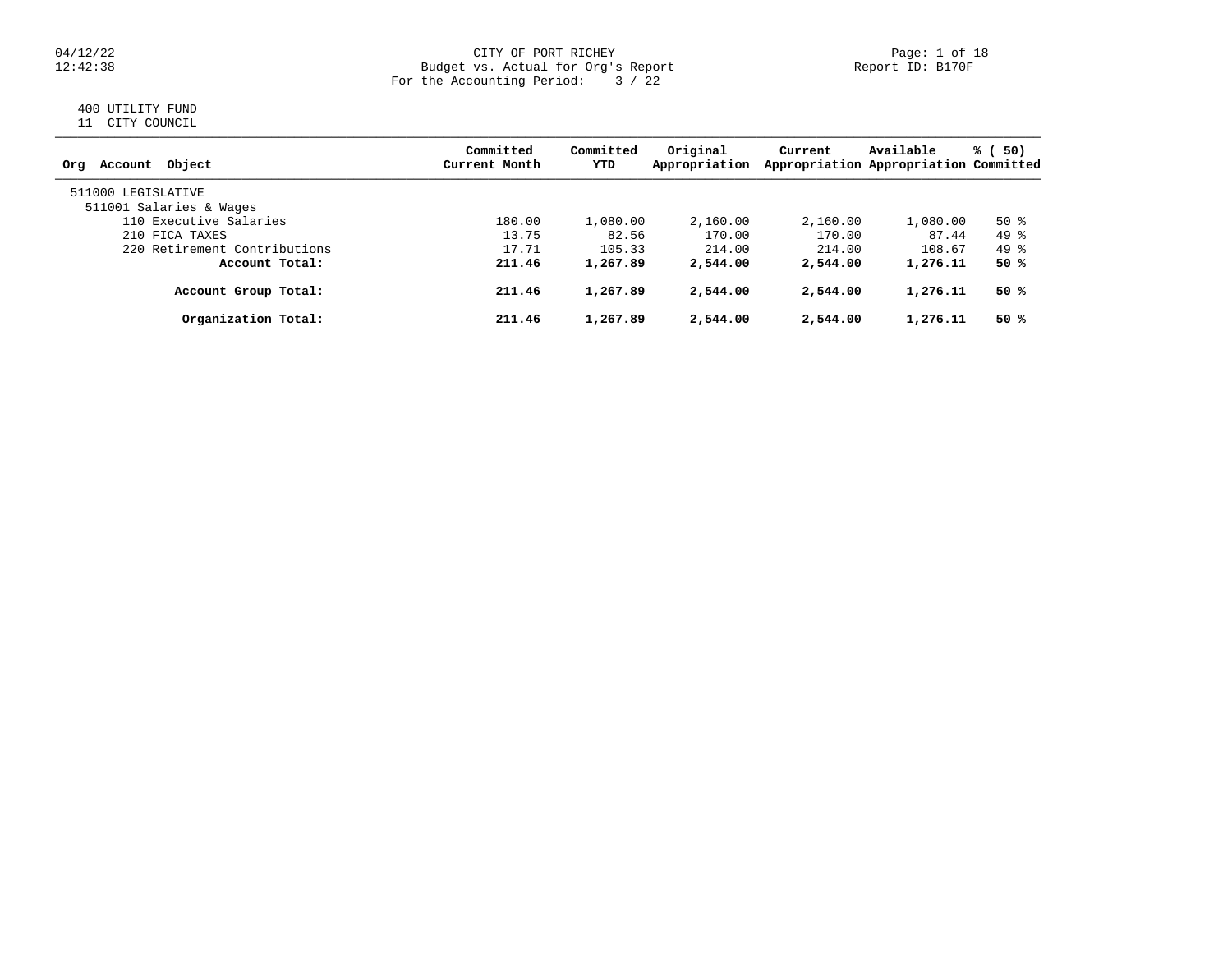CITY OF PORT RICHEY
Budget vs. Actual for Org's Report
For the Accounting Period: 3 / 22

Report ID: B170F

400 UTILITY FUND
11 CITY COUNCIL

| Org Account Object | Committed Current Month | Committed YTD | Original Appropriation | Current Appropriation | Available Appropriation | % ( 50) Committed |
|---|---|---|---|---|---|---|
| 511000 LEGISLATIVE | | | | | | |
| 511001 Salaries & Wages | | | | | | |
| 110 Executive Salaries | 180.00 | 1,080.00 | 2,160.00 | 2,160.00 | 1,080.00 | 50 % |
| 210 FICA TAXES | 13.75 | 82.56 | 170.00 | 170.00 | 87.44 | 49 % |
| 220 Retirement Contributions | 17.71 | 105.33 | 214.00 | 214.00 | 108.67 | 49 % |
| **Account Total:** | **211.46** | **1,267.89** | **2,544.00** | **2,544.00** | **1,276.11** | **50 %** |
| **Account Group Total:** | **211.46** | **1,267.89** | **2,544.00** | **2,544.00** | **1,276.11** | **50 %** |
| **Organization Total:** | **211.46** | **1,267.89** | **2,544.00** | **2,544.00** | **1,276.11** | **50 %** |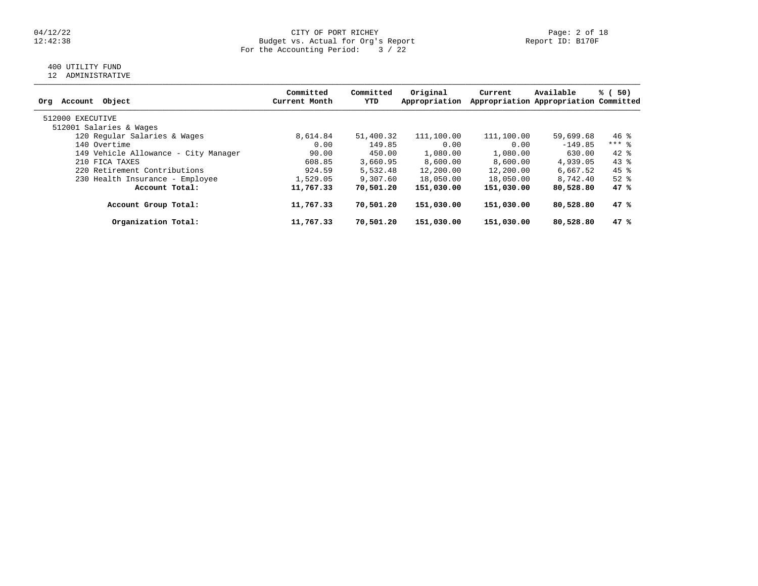CITY OF PORT RICHEY
Budget vs. Actual for Org's Report
For the Accounting Period: 3 / 22

04/12/22
12:42:38

Report ID: B170F

400 UTILITY FUND
12 ADMINISTRATIVE

| Org Account Object | Committed Current Month | Committed YTD | Original Appropriation | Current Appropriation | Available Appropriation | % ( 50) Committed |
|---|---|---|---|---|---|---|
| 512000 EXECUTIVE | | | | | | |
| 512001 Salaries & Wages | | | | | | |
| 120 Regular Salaries & Wages | 8,614.84 | 51,400.32 | 111,100.00 | 111,100.00 | 59,699.68 | 46 % |
| 140 Overtime | 0.00 | 149.85 | 0.00 | 0.00 | -149.85 | *** % |
| 149 Vehicle Allowance - City Manager | 90.00 | 450.00 | 1,080.00 | 1,080.00 | 630.00 | 42 % |
| 210 FICA TAXES | 608.85 | 3,660.95 | 8,600.00 | 8,600.00 | 4,939.05 | 43 % |
| 220 Retirement Contributions | 924.59 | 5,532.48 | 12,200.00 | 12,200.00 | 6,667.52 | 45 % |
| 230 Health Insurance - Employee | 1,529.05 | 9,307.60 | 18,050.00 | 18,050.00 | 8,742.40 | 52 % |
| **Account Total:** | **11,767.33** | **70,501.20** | **151,030.00** | **151,030.00** | **80,528.80** | **47 %** |
| **Account Group Total:** | **11,767.33** | **70,501.20** | **151,030.00** | **151,030.00** | **80,528.80** | **47 %** |
| **Organization Total:** | **11,767.33** | **70,501.20** | **151,030.00** | **151,030.00** | **80,528.80** | **47 %** |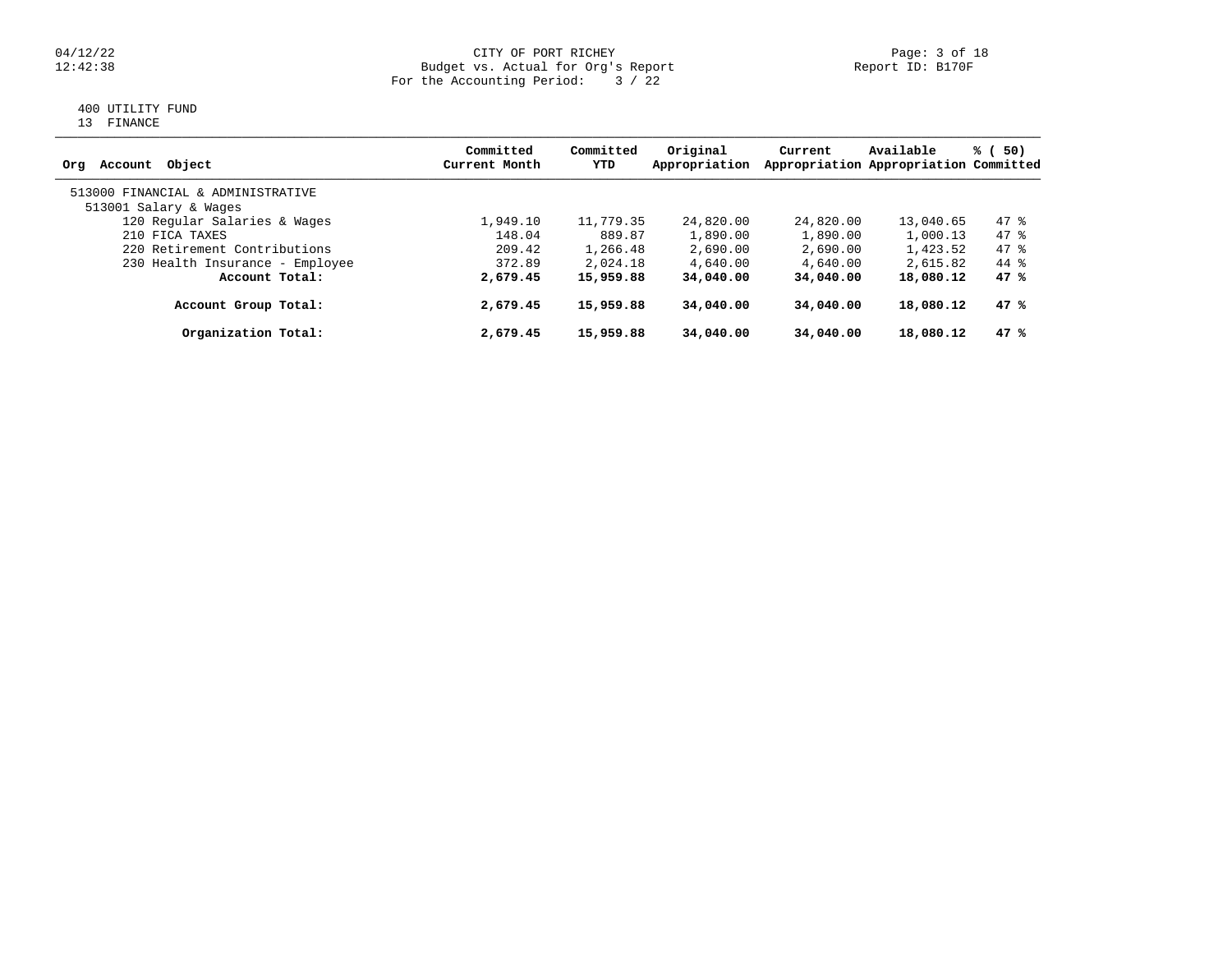CITY OF PORT RICHEY
Budget vs. Actual for Org's Report
For the Accounting Period: 3 / 22

04/12/22
12:42:38

Report ID: B170F

400 UTILITY FUND
13 FINANCE

| Org Account Object | Committed Current Month | Committed YTD | Original Appropriation | Current Appropriation | Available Appropriation | % ( 50) Committed |
|---|---|---|---|---|---|---|
| 513000 FINANCIAL & ADMINISTRATIVE | | | | | | |
| 513001 Salary & Wages | | | | | | |
| 120 Regular Salaries & Wages | 1,949.10 | 11,779.35 | 24,820.00 | 24,820.00 | 13,040.65 | 47 % |
| 210 FICA TAXES | 148.04 | 889.87 | 1,890.00 | 1,890.00 | 1,000.13 | 47 % |
| 220 Retirement Contributions | 209.42 | 1,266.48 | 2,690.00 | 2,690.00 | 1,423.52 | 47 % |
| 230 Health Insurance - Employee | 372.89 | 2,024.18 | 4,640.00 | 4,640.00 | 2,615.82 | 44 % |
| **Account Total:** | **2,679.45** | **15,959.88** | **34,040.00** | **34,040.00** | **18,080.12** | **47 %** |
| **Account Group Total:** | **2,679.45** | **15,959.88** | **34,040.00** | **34,040.00** | **18,080.12** | **47 %** |
| **Organization Total:** | **2,679.45** | **15,959.88** | **34,040.00** | **34,040.00** | **18,080.12** | **47 %** |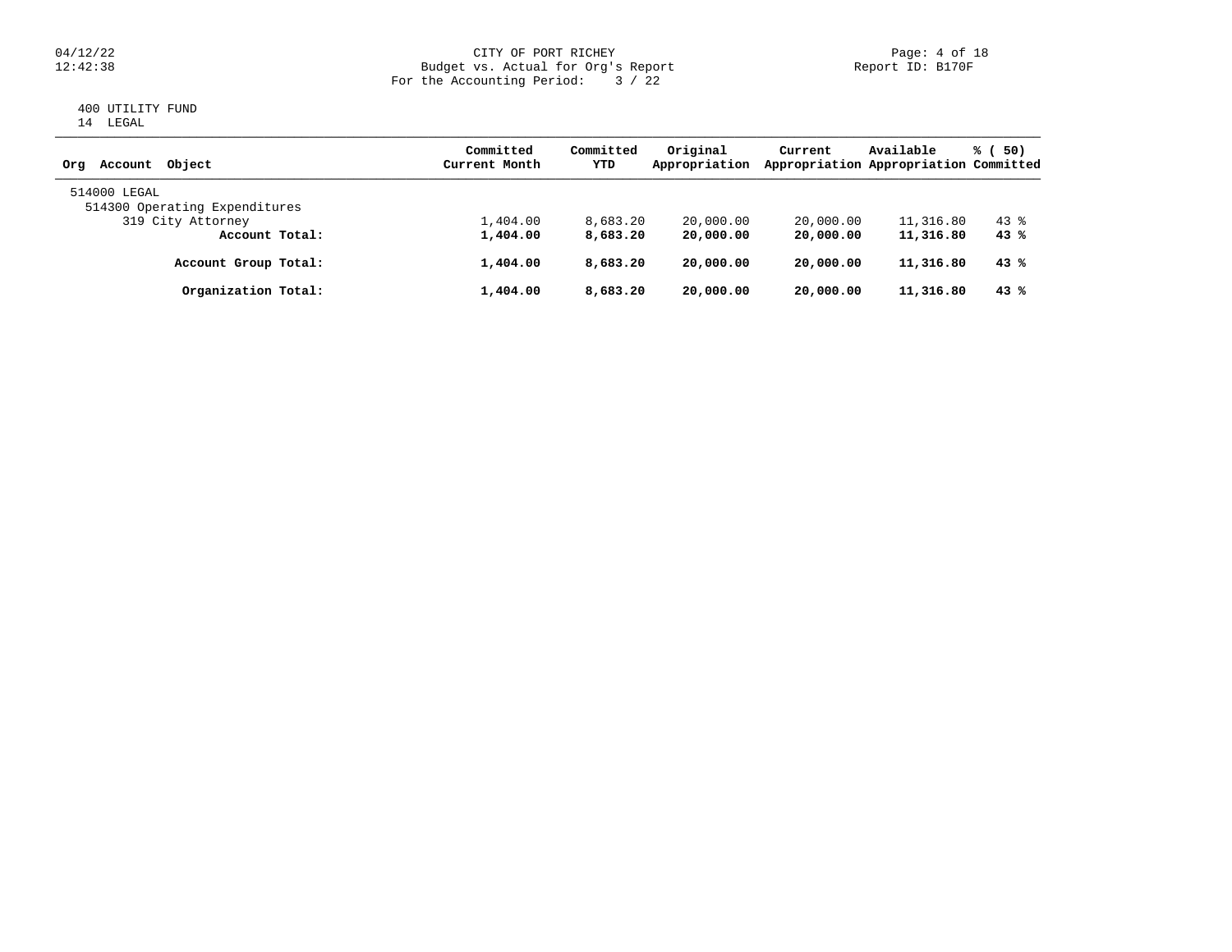CITY OF PORT RICHEY
Budget vs. Actual for Org's Report
For the Accounting Period: 3 / 22

400 UTILITY FUND
14 LEGAL

| Org Account Object | Committed Current Month | Committed YTD | Original Appropriation | Current Appropriation | Available Appropriation | % ( 50) Committed |
|---|---|---|---|---|---|---|
| 514000 LEGAL | | | | | | |
| 514300 Operating Expenditures | | | | | | |
| 319 City Attorney | 1,404.00 | 8,683.20 | 20,000.00 | 20,000.00 | 11,316.80 | 43 % |
| **Account Total:** | **1,404.00** | **8,683.20** | **20,000.00** | **20,000.00** | **11,316.80** | **43 %** |
| **Account Group Total:** | **1,404.00** | **8,683.20** | **20,000.00** | **20,000.00** | **11,316.80** | **43 %** |
| **Organization Total:** | **1,404.00** | **8,683.20** | **20,000.00** | **20,000.00** | **11,316.80** | **43 %** |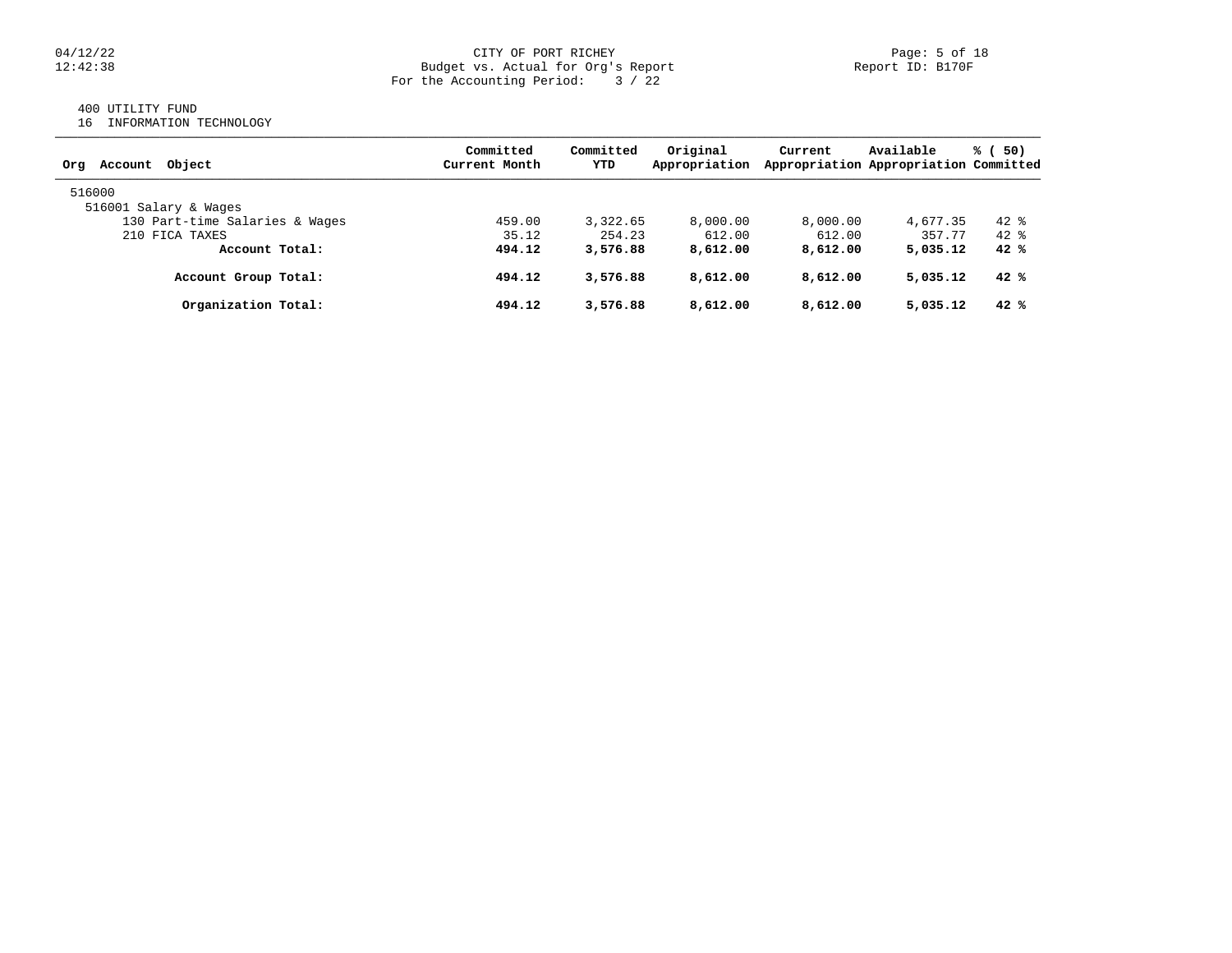CITY OF PORT RICHEY
Budget vs. Actual for Org's Report
For the Accounting Period: 3 / 22

400 UTILITY FUND
16 INFORMATION TECHNOLOGY

| Org Account Object | Committed Current Month | Committed YTD | Original Appropriation | Current Appropriation | Available Appropriation | % ( 50) Committed |
|---|---|---|---|---|---|---|
| 516000 | | | | | | |
| 516001 Salary & Wages | | | | | | |
| 130 Part-time Salaries & Wages | 459.00 | 3,322.65 | 8,000.00 | 8,000.00 | 4,677.35 | 42 % |
| 210 FICA TAXES | 35.12 | 254.23 | 612.00 | 612.00 | 357.77 | 42 % |
| **Account Total:** | **494.12** | **3,576.88** | **8,612.00** | **8,612.00** | **5,035.12** | **42 %** |
| **Account Group Total:** | **494.12** | **3,576.88** | **8,612.00** | **8,612.00** | **5,035.12** | **42 %** |
| **Organization Total:** | **494.12** | **3,576.88** | **8,612.00** | **8,612.00** | **5,035.12** | **42 %** |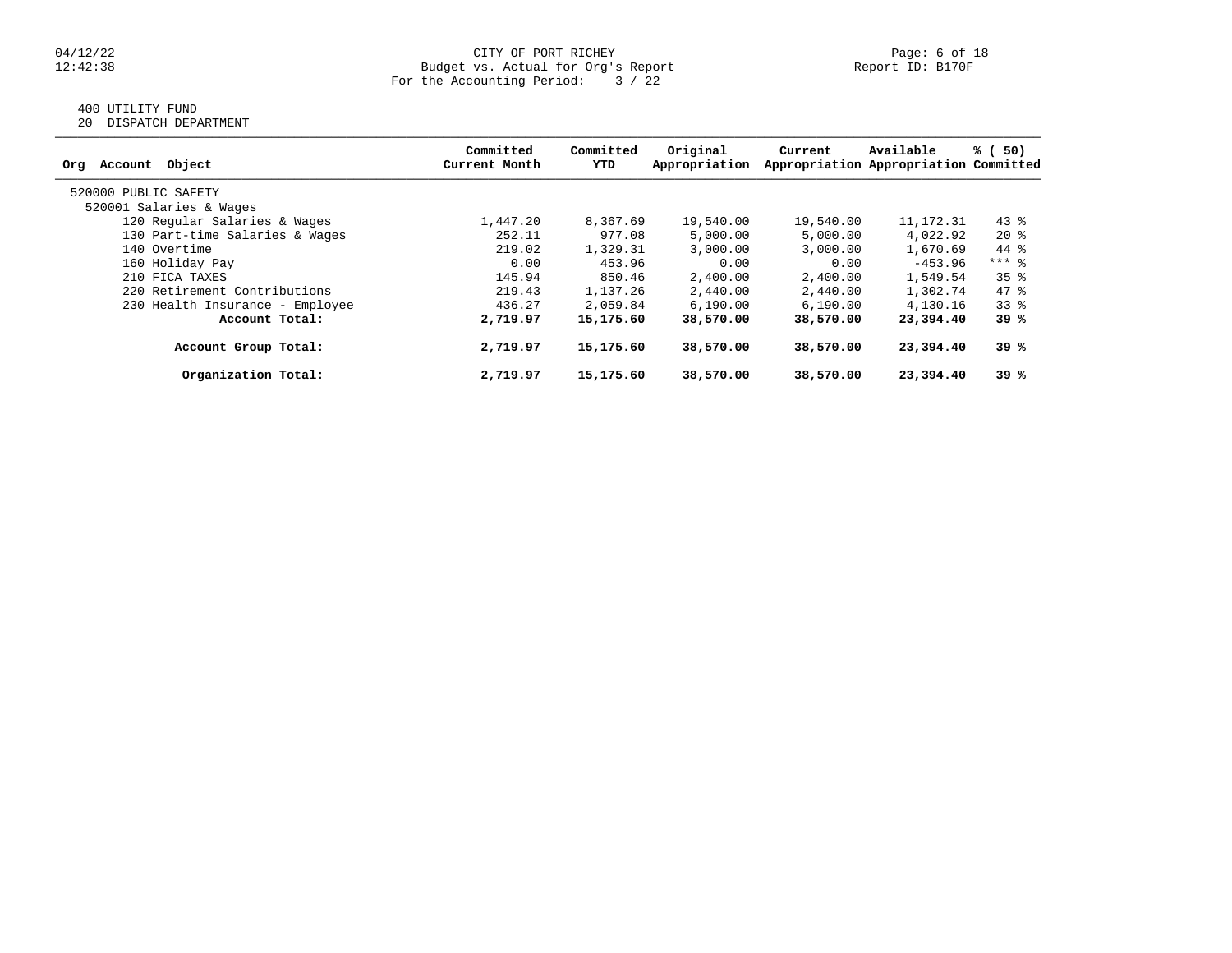CITY OF PORT RICHEY
Budget vs. Actual for Org's Report
For the Accounting Period: 3 / 22

400 UTILITY FUND
20 DISPATCH DEPARTMENT

| Org Account Object | Committed Current Month | Committed YTD | Original Appropriation | Current Appropriation | Available Appropriation | % ( 50) Committed |
|---|---|---|---|---|---|---|
| 520000 PUBLIC SAFETY | | | | | | |
| 520001 Salaries & Wages | | | | | | |
| 120 Regular Salaries & Wages | 1,447.20 | 8,367.69 | 19,540.00 | 19,540.00 | 11,172.31 | 43 % |
| 130 Part-time Salaries & Wages | 252.11 | 977.08 | 5,000.00 | 5,000.00 | 4,022.92 | 20 % |
| 140 Overtime | 219.02 | 1,329.31 | 3,000.00 | 3,000.00 | 1,670.69 | 44 % |
| 160 Holiday Pay | 0.00 | 453.96 | 0.00 | 0.00 | -453.96 | *** % |
| 210 FICA TAXES | 145.94 | 850.46 | 2,400.00 | 2,400.00 | 1,549.54 | 35 % |
| 220 Retirement Contributions | 219.43 | 1,137.26 | 2,440.00 | 2,440.00 | 1,302.74 | 47 % |
| 230 Health Insurance - Employee | 436.27 | 2,059.84 | 6,190.00 | 6,190.00 | 4,130.16 | 33 % |
| **Account Total:** | **2,719.97** | **15,175.60** | **38,570.00** | **38,570.00** | **23,394.40** | **39 %** |
| **Account Group Total:** | **2,719.97** | **15,175.60** | **38,570.00** | **38,570.00** | **23,394.40** | **39 %** |
| **Organization Total:** | **2,719.97** | **15,175.60** | **38,570.00** | **38,570.00** | **23,394.40** | **39 %** |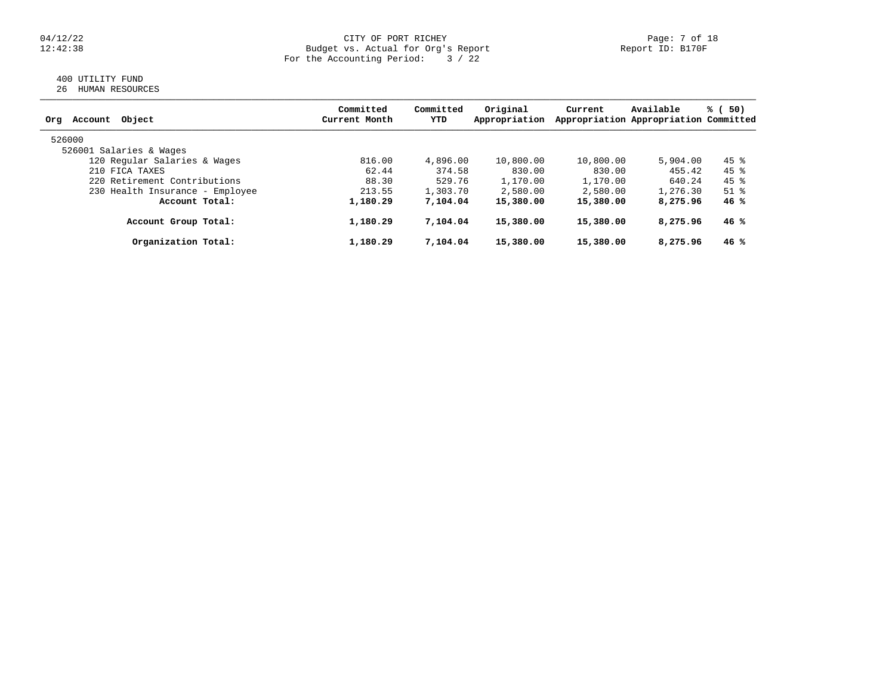CITY OF PORT RICHEY
Budget vs. Actual for Org's Report
For the Accounting Period: 3 / 22

400 UTILITY FUND
26 HUMAN RESOURCES

| Org Account Object | Committed Current Month | Committed YTD | Original Appropriation | Current Appropriation | Available Appropriation | % ( 50) Committed |
|---|---|---|---|---|---|---|
| 526000 | | | | | | |
| 526001 Salaries & Wages | | | | | | |
| 120 Regular Salaries & Wages | 816.00 | 4,896.00 | 10,800.00 | 10,800.00 | 5,904.00 | 45 % |
| 210 FICA TAXES | 62.44 | 374.58 | 830.00 | 830.00 | 455.42 | 45 % |
| 220 Retirement Contributions | 88.30 | 529.76 | 1,170.00 | 1,170.00 | 640.24 | 45 % |
| 230 Health Insurance - Employee | 213.55 | 1,303.70 | 2,580.00 | 2,580.00 | 1,276.30 | 51 % |
| **Account Total:** | **1,180.29** | **7,104.04** | **15,380.00** | **15,380.00** | **8,275.96** | **46 %** |
| **Account Group Total:** | **1,180.29** | **7,104.04** | **15,380.00** | **15,380.00** | **8,275.96** | **46 %** |
| **Organization Total:** | **1,180.29** | **7,104.04** | **15,380.00** | **15,380.00** | **8,275.96** | **46 %** |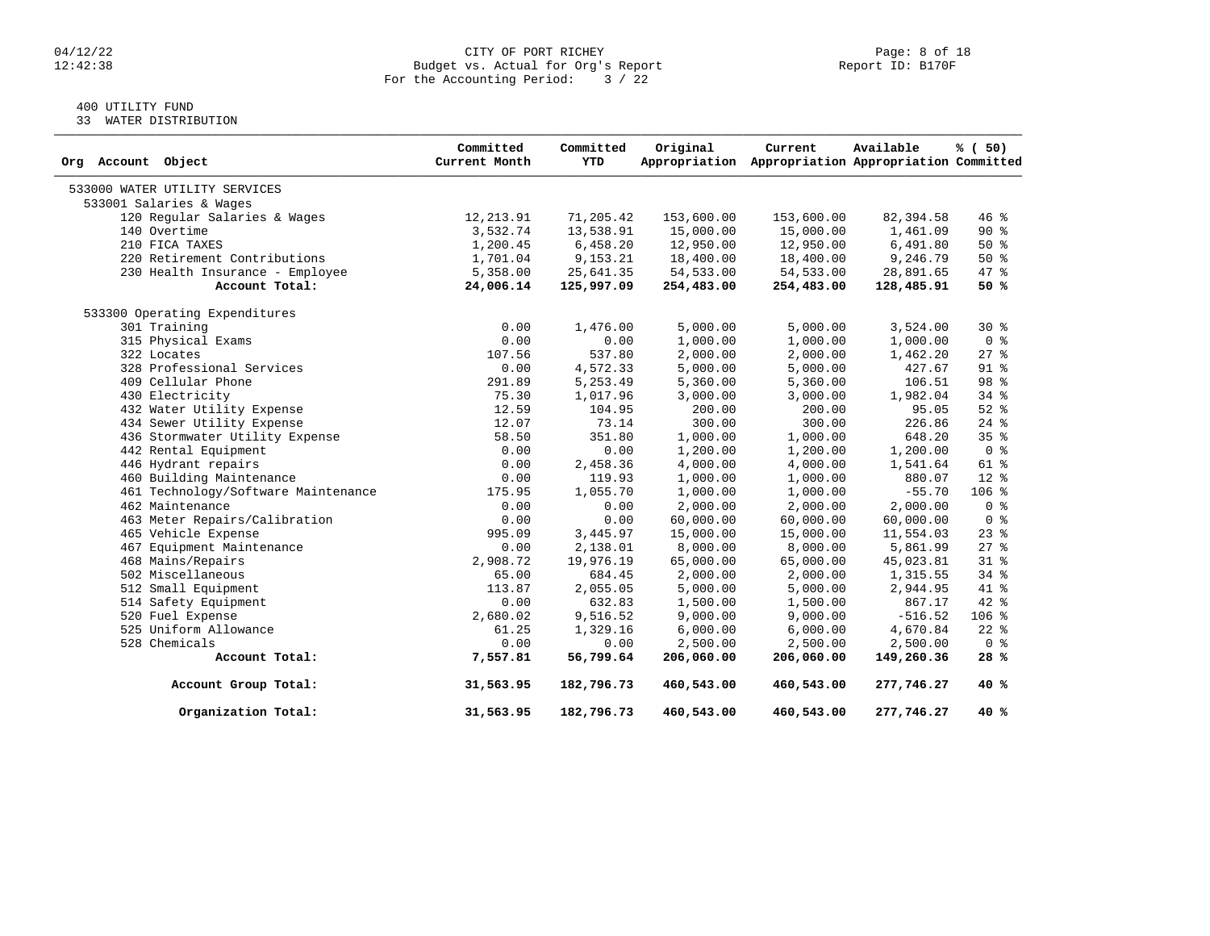CITY OF PORT RICHEY
Budget vs. Actual for Org's Report
For the Accounting Period: 3 / 22

04/12/22
12:42:38

Report ID: B170F

400 UTILITY FUND
33 WATER DISTRIBUTION

| Org Account Object | Committed Current Month | Committed YTD | Original Appropriation | Current Appropriation | Available Appropriation | % ( 50) Committed |
|---|---|---|---|---|---|---|
| 533000 WATER UTILITY SERVICES | | | | | | |
| 533001 Salaries & Wages | | | | | | |
| 120 Regular Salaries & Wages | 12,213.91 | 71,205.42 | 153,600.00 | 153,600.00 | 82,394.58 | 46 % |
| 140 Overtime | 3,532.74 | 13,538.91 | 15,000.00 | 15,000.00 | 1,461.09 | 90 % |
| 210 FICA TAXES | 1,200.45 | 6,458.20 | 12,950.00 | 12,950.00 | 6,491.80 | 50 % |
| 220 Retirement Contributions | 1,701.04 | 9,153.21 | 18,400.00 | 18,400.00 | 9,246.79 | 50 % |
| 230 Health Insurance - Employee | 5,358.00 | 25,641.35 | 54,533.00 | 54,533.00 | 28,891.65 | 47 % |
| **Account Total:** | **24,006.14** | **125,997.09** | **254,483.00** | **254,483.00** | **128,485.91** | **50 %** |
| 533300 Operating Expenditures | | | | | | |
| 301 Training | 0.00 | 1,476.00 | 5,000.00 | 5,000.00 | 3,524.00 | 30 % |
| 315 Physical Exams | 0.00 | 0.00 | 1,000.00 | 1,000.00 | 1,000.00 | 0 % |
| 322 Locates | 107.56 | 537.80 | 2,000.00 | 2,000.00 | 1,462.20 | 27 % |
| 328 Professional Services | 0.00 | 4,572.33 | 5,000.00 | 5,000.00 | 427.67 | 91 % |
| 409 Cellular Phone | 291.89 | 5,253.49 | 5,360.00 | 5,360.00 | 106.51 | 98 % |
| 430 Electricity | 75.30 | 1,017.96 | 3,000.00 | 3,000.00 | 1,982.04 | 34 % |
| 432 Water Utility Expense | 12.59 | 104.95 | 200.00 | 200.00 | 95.05 | 52 % |
| 434 Sewer Utility Expense | 12.07 | 73.14 | 300.00 | 300.00 | 226.86 | 24 % |
| 436 Stormwater Utility Expense | 58.50 | 351.80 | 1,000.00 | 1,000.00 | 648.20 | 35 % |
| 442 Rental Equipment | 0.00 | 0.00 | 1,200.00 | 1,200.00 | 1,200.00 | 0 % |
| 446 Hydrant repairs | 0.00 | 2,458.36 | 4,000.00 | 4,000.00 | 1,541.64 | 61 % |
| 460 Building Maintenance | 0.00 | 119.93 | 1,000.00 | 1,000.00 | 880.07 | 12 % |
| 461 Technology/Software Maintenance | 175.95 | 1,055.70 | 1,000.00 | 1,000.00 | -55.70 | 106 % |
| 462 Maintenance | 0.00 | 0.00 | 2,000.00 | 2,000.00 | 2,000.00 | 0 % |
| 463 Meter Repairs/Calibration | 0.00 | 0.00 | 60,000.00 | 60,000.00 | 60,000.00 | 0 % |
| 465 Vehicle Expense | 995.09 | 3,445.97 | 15,000.00 | 15,000.00 | 11,554.03 | 23 % |
| 467 Equipment Maintenance | 0.00 | 2,138.01 | 8,000.00 | 8,000.00 | 5,861.99 | 27 % |
| 468 Mains/Repairs | 2,908.72 | 19,976.19 | 65,000.00 | 65,000.00 | 45,023.81 | 31 % |
| 502 Miscellaneous | 65.00 | 684.45 | 2,000.00 | 2,000.00 | 1,315.55 | 34 % |
| 512 Small Equipment | 113.87 | 2,055.05 | 5,000.00 | 5,000.00 | 2,944.95 | 41 % |
| 514 Safety Equipment | 0.00 | 632.83 | 1,500.00 | 1,500.00 | 867.17 | 42 % |
| 520 Fuel Expense | 2,680.02 | 9,516.52 | 9,000.00 | 9,000.00 | -516.52 | 106 % |
| 525 Uniform Allowance | 61.25 | 1,329.16 | 6,000.00 | 6,000.00 | 4,670.84 | 22 % |
| 528 Chemicals | 0.00 | 0.00 | 2,500.00 | 2,500.00 | 2,500.00 | 0 % |
| **Account Total:** | **7,557.81** | **56,799.64** | **206,060.00** | **206,060.00** | **149,260.36** | **28 %** |
| **Account Group Total:** | **31,563.95** | **182,796.73** | **460,543.00** | **460,543.00** | **277,746.27** | **40 %** |
| **Organization Total:** | **31,563.95** | **182,796.73** | **460,543.00** | **460,543.00** | **277,746.27** | **40 %** |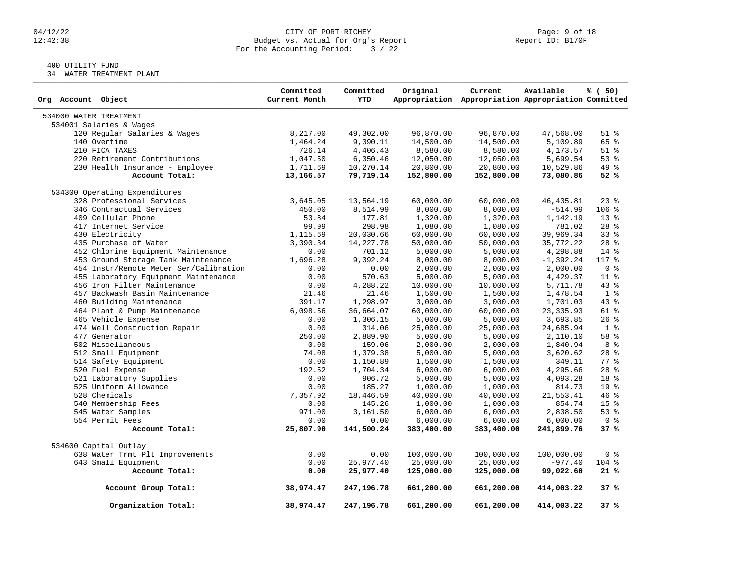CITY OF PORT RICHEY
Budget vs. Actual for Org's Report
For the Accounting Period: 3 / 22

400 UTILITY FUND
34 WATER TREATMENT PLANT

| Org Account Object | Committed Current Month | Committed YTD | Original Appropriation | Current Appropriation | Available Appropriation | % ( 50) Committed |
|---|---|---|---|---|---|---|
| 534000 WATER TREATMENT | | | | | | |
| 534001 Salaries & Wages | | | | | | |
| 120 Regular Salaries & Wages | 8,217.00 | 49,302.00 | 96,870.00 | 96,870.00 | 47,568.00 | 51 % |
| 140 Overtime | 1,464.24 | 9,390.11 | 14,500.00 | 14,500.00 | 5,109.89 | 65 % |
| 210 FICA TAXES | 726.14 | 4,406.43 | 8,580.00 | 8,580.00 | 4,173.57 | 51 % |
| 220 Retirement Contributions | 1,047.50 | 6,350.46 | 12,050.00 | 12,050.00 | 5,699.54 | 53 % |
| 230 Health Insurance - Employee | 1,711.69 | 10,270.14 | 20,800.00 | 20,800.00 | 10,529.86 | 49 % |
| **Account Total:** | **13,166.57** | **79,719.14** | **152,800.00** | **152,800.00** | **73,080.86** | **52 %** |
| 534300 Operating Expenditures | | | | | | |
| 328 Professional Services | 3,645.05 | 13,564.19 | 60,000.00 | 60,000.00 | 46,435.81 | 23 % |
| 346 Contractual Services | 450.00 | 8,514.99 | 8,000.00 | 8,000.00 | -514.99 | 106 % |
| 409 Cellular Phone | 53.84 | 177.81 | 1,320.00 | 1,320.00 | 1,142.19 | 13 % |
| 417 Internet Service | 99.99 | 298.98 | 1,080.00 | 1,080.00 | 781.02 | 28 % |
| 430 Electricity | 1,115.69 | 20,030.66 | 60,000.00 | 60,000.00 | 39,969.34 | 33 % |
| 435 Purchase of Water | 3,390.34 | 14,227.78 | 50,000.00 | 50,000.00 | 35,772.22 | 28 % |
| 452 Chlorine Equipment Maintenance | 0.00 | 701.12 | 5,000.00 | 5,000.00 | 4,298.88 | 14 % |
| 453 Ground Storage Tank Maintenance | 1,696.28 | 9,392.24 | 8,000.00 | 8,000.00 | -1,392.24 | 117 % |
| 454 Instr/Remote Meter Ser/Calibration | 0.00 | 0.00 | 2,000.00 | 2,000.00 | 2,000.00 | 0 % |
| 455 Laboratory Equipment Maintenance | 0.00 | 570.63 | 5,000.00 | 5,000.00 | 4,429.37 | 11 % |
| 456 Iron Filter Maintenance | 0.00 | 4,288.22 | 10,000.00 | 10,000.00 | 5,711.78 | 43 % |
| 457 Backwash Basin Maintenance | 21.46 | 21.46 | 1,500.00 | 1,500.00 | 1,478.54 | 1 % |
| 460 Building Maintenance | 391.17 | 1,298.97 | 3,000.00 | 3,000.00 | 1,701.03 | 43 % |
| 464 Plant & Pump Maintenance | 6,098.56 | 36,664.07 | 60,000.00 | 60,000.00 | 23,335.93 | 61 % |
| 465 Vehicle Expense | 0.00 | 1,306.15 | 5,000.00 | 5,000.00 | 3,693.85 | 26 % |
| 474 Well Construction Repair | 0.00 | 314.06 | 25,000.00 | 25,000.00 | 24,685.94 | 1 % |
| 477 Generator | 250.00 | 2,889.90 | 5,000.00 | 5,000.00 | 2,110.10 | 58 % |
| 502 Miscellaneous | 0.00 | 159.06 | 2,000.00 | 2,000.00 | 1,840.94 | 8 % |
| 512 Small Equipment | 74.08 | 1,379.38 | 5,000.00 | 5,000.00 | 3,620.62 | 28 % |
| 514 Safety Equipment | 0.00 | 1,150.89 | 1,500.00 | 1,500.00 | 349.11 | 77 % |
| 520 Fuel Expense | 192.52 | 1,704.34 | 6,000.00 | 6,000.00 | 4,295.66 | 28 % |
| 521 Laboratory Supplies | 0.00 | 906.72 | 5,000.00 | 5,000.00 | 4,093.28 | 18 % |
| 525 Uniform Allowance | 0.00 | 185.27 | 1,000.00 | 1,000.00 | 814.73 | 19 % |
| 528 Chemicals | 7,357.92 | 18,446.59 | 40,000.00 | 40,000.00 | 21,553.41 | 46 % |
| 540 Membership Fees | 0.00 | 145.26 | 1,000.00 | 1,000.00 | 854.74 | 15 % |
| 545 Water Samples | 971.00 | 3,161.50 | 6,000.00 | 6,000.00 | 2,838.50 | 53 % |
| 554 Permit Fees | 0.00 | 0.00 | 6,000.00 | 6,000.00 | 6,000.00 | 0 % |
| **Account Total:** | **25,807.90** | **141,500.24** | **383,400.00** | **383,400.00** | **241,899.76** | **37 %** |
| 534600 Capital Outlay | | | | | | |
| 638 Water Trmt Plt Improvements | 0.00 | 0.00 | 100,000.00 | 100,000.00 | 100,000.00 | 0 % |
| 643 Small Equipment | 0.00 | 25,977.40 | 25,000.00 | 25,000.00 | -977.40 | 104 % |
| **Account Total:** | **0.00** | **25,977.40** | **125,000.00** | **125,000.00** | **99,022.60** | **21 %** |
| **Account Group Total:** | **38,974.47** | **247,196.78** | **661,200.00** | **661,200.00** | **414,003.22** | **37 %** |
| **Organization Total:** | **38,974.47** | **247,196.78** | **661,200.00** | **661,200.00** | **414,003.22** | **37 %** |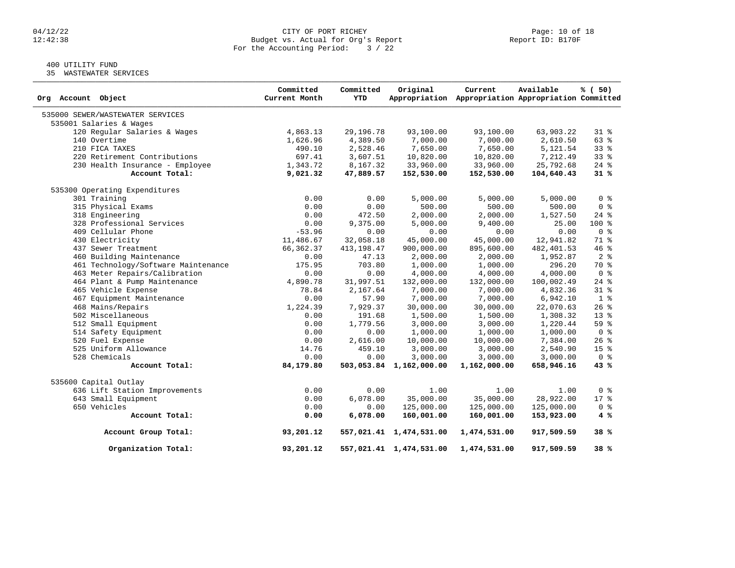CITY OF PORT RICHEY
Budget vs. Actual for Org's Report
For the Accounting Period: 3 / 22

Report ID: B170F

04/12/22
12:42:38

400 UTILITY FUND
35 WASTEWATER SERVICES

| Org Account Object | Committed Current Month | Committed YTD | Original Appropriation | Current Appropriation | Available Appropriation | % ( 50) Committed |
|---|---|---|---|---|---|---|
| 535000 SEWER/WASTEWATER SERVICES | | | | | | |
| 535001 Salaries & Wages | | | | | | |
| 120 Regular Salaries & Wages | 4,863.13 | 29,196.78 | 93,100.00 | 93,100.00 | 63,903.22 | 31 % |
| 140 Overtime | 1,626.96 | 4,389.50 | 7,000.00 | 7,000.00 | 2,610.50 | 63 % |
| 210 FICA TAXES | 490.10 | 2,528.46 | 7,650.00 | 7,650.00 | 5,121.54 | 33 % |
| 220 Retirement Contributions | 697.41 | 3,607.51 | 10,820.00 | 10,820.00 | 7,212.49 | 33 % |
| 230 Health Insurance - Employee | 1,343.72 | 8,167.32 | 33,960.00 | 33,960.00 | 25,792.68 | 24 % |
| **Account Total:** | **9,021.32** | **47,889.57** | **152,530.00** | **152,530.00** | **104,640.43** | **31 %** |
| 535300 Operating Expenditures | | | | | | |
| 301 Training | 0.00 | 0.00 | 5,000.00 | 5,000.00 | 5,000.00 | 0 % |
| 315 Physical Exams | 0.00 | 0.00 | 500.00 | 500.00 | 500.00 | 0 % |
| 318 Engineering | 0.00 | 472.50 | 2,000.00 | 2,000.00 | 1,527.50 | 24 % |
| 328 Professional Services | 0.00 | 9,375.00 | 5,000.00 | 9,400.00 | 25.00 | 100 % |
| 409 Cellular Phone | -53.96 | 0.00 | 0.00 | 0.00 | 0.00 | 0 % |
| 430 Electricity | 11,486.67 | 32,058.18 | 45,000.00 | 45,000.00 | 12,941.82 | 71 % |
| 437 Sewer Treatment | 66,362.37 | 413,198.47 | 900,000.00 | 895,600.00 | 482,401.53 | 46 % |
| 460 Building Maintenance | 0.00 | 47.13 | 2,000.00 | 2,000.00 | 1,952.87 | 2 % |
| 461 Technology/Software Maintenance | 175.95 | 703.80 | 1,000.00 | 1,000.00 | 296.20 | 70 % |
| 463 Meter Repairs/Calibration | 0.00 | 0.00 | 4,000.00 | 4,000.00 | 4,000.00 | 0 % |
| 464 Plant & Pump Maintenance | 4,890.78 | 31,997.51 | 132,000.00 | 132,000.00 | 100,002.49 | 24 % |
| 465 Vehicle Expense | 78.84 | 2,167.64 | 7,000.00 | 7,000.00 | 4,832.36 | 31 % |
| 467 Equipment Maintenance | 0.00 | 57.90 | 7,000.00 | 7,000.00 | 6,942.10 | 1 % |
| 468 Mains/Repairs | 1,224.39 | 7,929.37 | 30,000.00 | 30,000.00 | 22,070.63 | 26 % |
| 502 Miscellaneous | 0.00 | 191.68 | 1,500.00 | 1,500.00 | 1,308.32 | 13 % |
| 512 Small Equipment | 0.00 | 1,779.56 | 3,000.00 | 3,000.00 | 1,220.44 | 59 % |
| 514 Safety Equipment | 0.00 | 0.00 | 1,000.00 | 1,000.00 | 1,000.00 | 0 % |
| 520 Fuel Expense | 0.00 | 2,616.00 | 10,000.00 | 10,000.00 | 7,384.00 | 26 % |
| 525 Uniform Allowance | 14.76 | 459.10 | 3,000.00 | 3,000.00 | 2,540.90 | 15 % |
| 528 Chemicals | 0.00 | 0.00 | 3,000.00 | 3,000.00 | 3,000.00 | 0 % |
| **Account Total:** | **84,179.80** | **503,053.84** | **1,162,000.00** | **1,162,000.00** | **658,946.16** | **43 %** |
| 535600 Capital Outlay | | | | | | |
| 636 Lift Station Improvements | 0.00 | 0.00 | 1.00 | 1.00 | 1.00 | 0 % |
| 643 Small Equipment | 0.00 | 6,078.00 | 35,000.00 | 35,000.00 | 28,922.00 | 17 % |
| 650 Vehicles | 0.00 | 0.00 | 125,000.00 | 125,000.00 | 125,000.00 | 0 % |
| **Account Total:** | **0.00** | **6,078.00** | **160,001.00** | **160,001.00** | **153,923.00** | **4 %** |
| **Account Group Total:** | **93,201.12** | **557,021.41** | **1,474,531.00** | **1,474,531.00** | **917,509.59** | **38 %** |
| **Organization Total:** | **93,201.12** | **557,021.41** | **1,474,531.00** | **1,474,531.00** | **917,509.59** | **38 %** |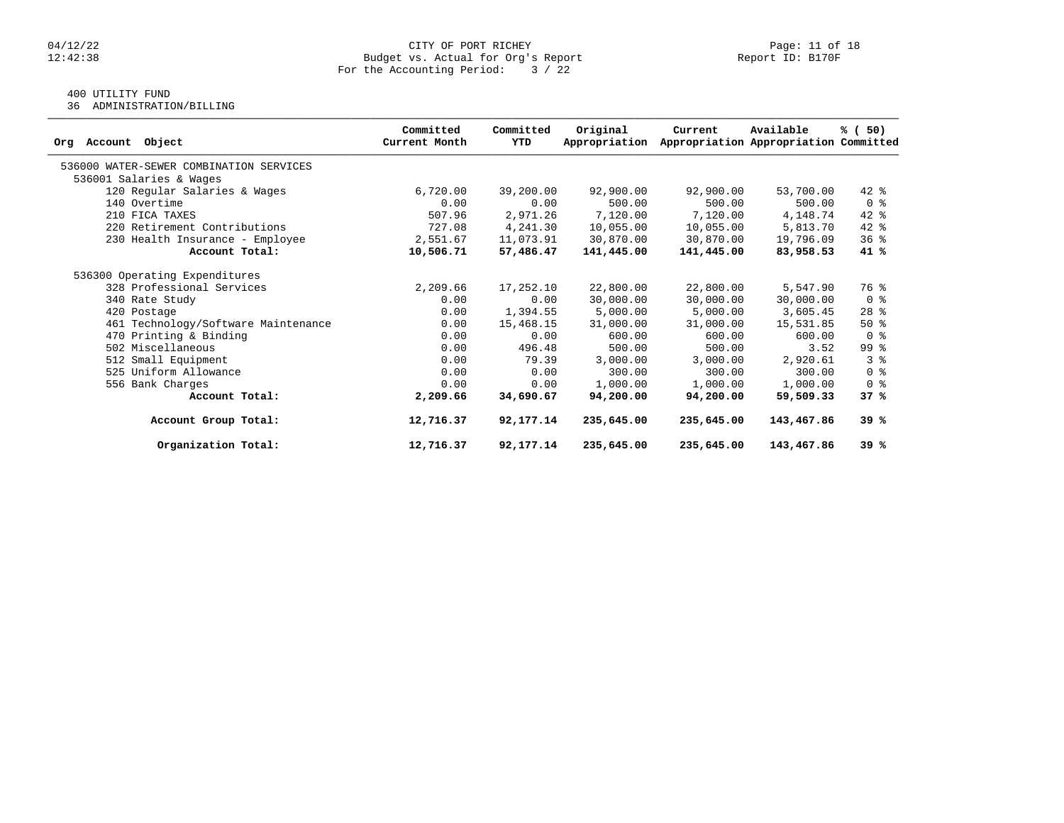CITY OF PORT RICHEY
Budget vs. Actual for Org's Report
For the Accounting Period: 3 / 22

Report ID: B170F

400 UTILITY FUND
36 ADMINISTRATION/BILLING

| Org Account Object | Committed Current Month | Committed YTD | Original Appropriation | Current Appropriation | Available Appropriation | % ( 50) Committed |
|---|---|---|---|---|---|---|
| 536000 WATER-SEWER COMBINATION SERVICES | | | | | | |
| 536001 Salaries & Wages | | | | | | |
| 120 Regular Salaries & Wages | 6,720.00 | 39,200.00 | 92,900.00 | 92,900.00 | 53,700.00 | 42 % |
| 140 Overtime | 0.00 | 0.00 | 500.00 | 500.00 | 500.00 | 0 % |
| 210 FICA TAXES | 507.96 | 2,971.26 | 7,120.00 | 7,120.00 | 4,148.74 | 42 % |
| 220 Retirement Contributions | 727.08 | 4,241.30 | 10,055.00 | 10,055.00 | 5,813.70 | 42 % |
| 230 Health Insurance - Employee | 2,551.67 | 11,073.91 | 30,870.00 | 30,870.00 | 19,796.09 | 36 % |
| **Account Total:** | **10,506.71** | **57,486.47** | **141,445.00** | **141,445.00** | **83,958.53** | **41 %** |
| 536300 Operating Expenditures | | | | | | |
| 328 Professional Services | 2,209.66 | 17,252.10 | 22,800.00 | 22,800.00 | 5,547.90 | 76 % |
| 340 Rate Study | 0.00 | 0.00 | 30,000.00 | 30,000.00 | 30,000.00 | 0 % |
| 420 Postage | 0.00 | 1,394.55 | 5,000.00 | 5,000.00 | 3,605.45 | 28 % |
| 461 Technology/Software Maintenance | 0.00 | 15,468.15 | 31,000.00 | 31,000.00 | 15,531.85 | 50 % |
| 470 Printing & Binding | 0.00 | 0.00 | 600.00 | 600.00 | 600.00 | 0 % |
| 502 Miscellaneous | 0.00 | 496.48 | 500.00 | 500.00 | 3.52 | 99 % |
| 512 Small Equipment | 0.00 | 79.39 | 3,000.00 | 3,000.00 | 2,920.61 | 3 % |
| 525 Uniform Allowance | 0.00 | 0.00 | 300.00 | 300.00 | 300.00 | 0 % |
| 556 Bank Charges | 0.00 | 0.00 | 1,000.00 | 1,000.00 | 1,000.00 | 0 % |
| **Account Total:** | **2,209.66** | **34,690.67** | **94,200.00** | **94,200.00** | **59,509.33** | **37 %** |
| **Account Group Total:** | **12,716.37** | **92,177.14** | **235,645.00** | **235,645.00** | **143,467.86** | **39 %** |
| **Organization Total:** | **12,716.37** | **92,177.14** | **235,645.00** | **235,645.00** | **143,467.86** | **39 %** |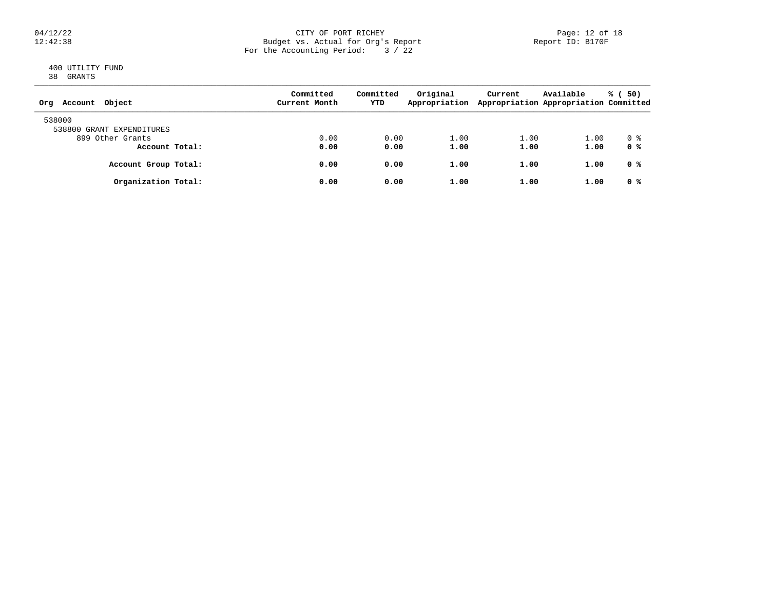CITY OF PORT RICHEY
Budget vs. Actual for Org's Report
For the Accounting Period: 3 / 22

400 UTILITY FUND
38 GRANTS

| Org Account Object | Committed Current Month | Committed YTD | Original Appropriation | Current Appropriation | Available Appropriation | % ( 50) Committed |
|---|---|---|---|---|---|---|
| 538000 | | | | | | |
| 538800 GRANT EXPENDITURES | | | | | | |
| 899 Other Grants | 0.00 | 0.00 | 1.00 | 1.00 | 1.00 | 0 % |
| **Account Total:** | **0.00** | **0.00** | **1.00** | **1.00** | **1.00** | **0 %** |
| **Account Group Total:** | **0.00** | **0.00** | **1.00** | **1.00** | **1.00** | **0 %** |
| **Organization Total:** | **0.00** | **0.00** | **1.00** | **1.00** | **1.00** | **0 %** |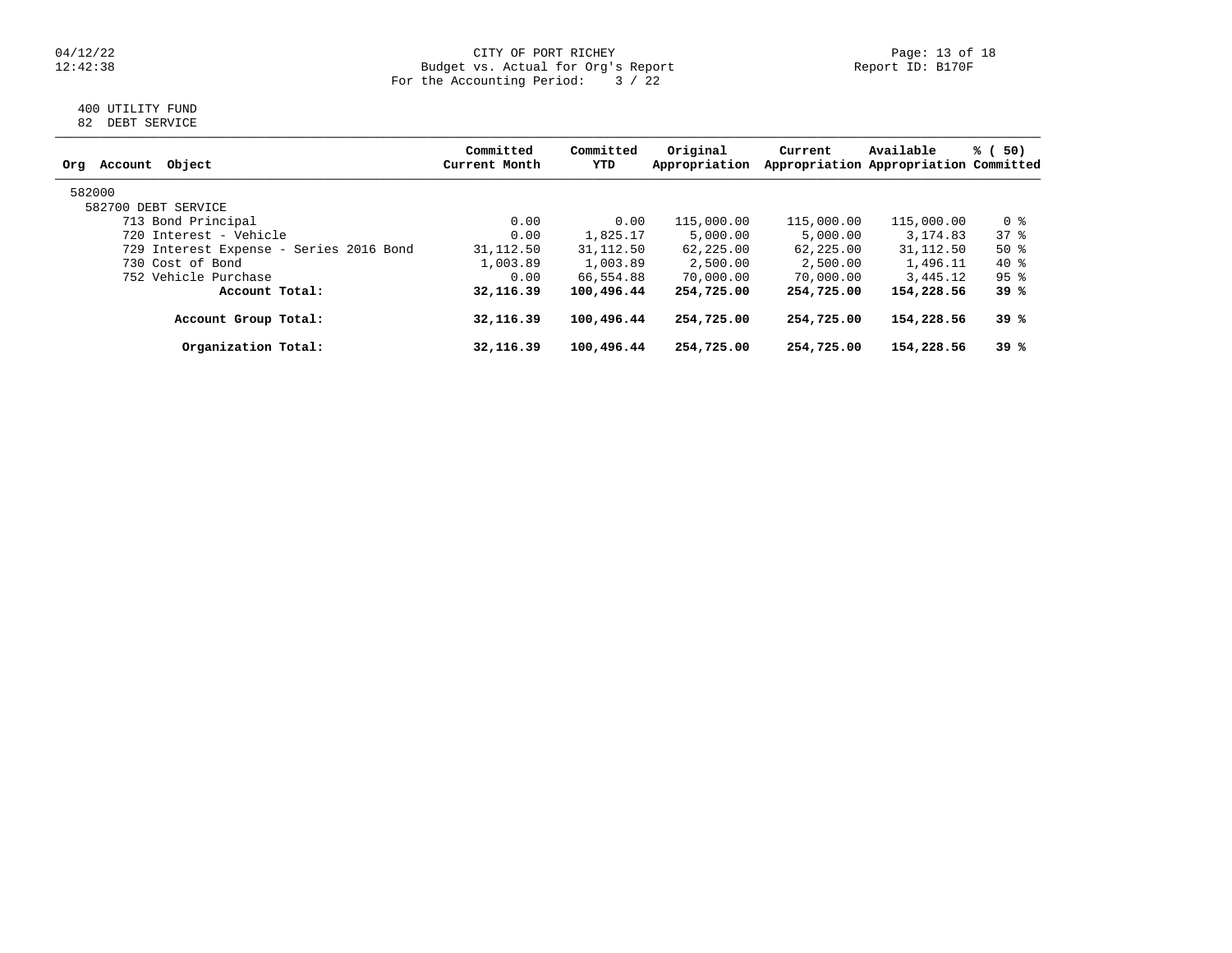CITY OF PORT RICHEY
Budget vs. Actual for Org's Report
For the Accounting Period: 3 / 22

04/12/22
12:42:38

Report ID: B170F

400 UTILITY FUND
82 DEBT SERVICE

| Org Account Object | Committed Current Month | Committed YTD | Original Appropriation | Current Appropriation | Available Appropriation | % ( 50) Committed |
|---|---|---|---|---|---|---|
| 582000 | | | | | | |
| 582700 DEBT SERVICE | | | | | | |
| 713 Bond Principal | 0.00 | 0.00 | 115,000.00 | 115,000.00 | 115,000.00 | 0 % |
| 720 Interest - Vehicle | 0.00 | 1,825.17 | 5,000.00 | 5,000.00 | 3,174.83 | 37 % |
| 729 Interest Expense - Series 2016 Bond | 31,112.50 | 31,112.50 | 62,225.00 | 62,225.00 | 31,112.50 | 50 % |
| 730 Cost of Bond | 1,003.89 | 1,003.89 | 2,500.00 | 2,500.00 | 1,496.11 | 40 % |
| 752 Vehicle Purchase | 0.00 | 66,554.88 | 70,000.00 | 70,000.00 | 3,445.12 | 95 % |
| **Account Total:** | **32,116.39** | **100,496.44** | **254,725.00** | **254,725.00** | **154,228.56** | **39 %** |
| **Account Group Total:** | **32,116.39** | **100,496.44** | **254,725.00** | **254,725.00** | **154,228.56** | **39 %** |
| **Organization Total:** | **32,116.39** | **100,496.44** | **254,725.00** | **254,725.00** | **154,228.56** | **39 %** |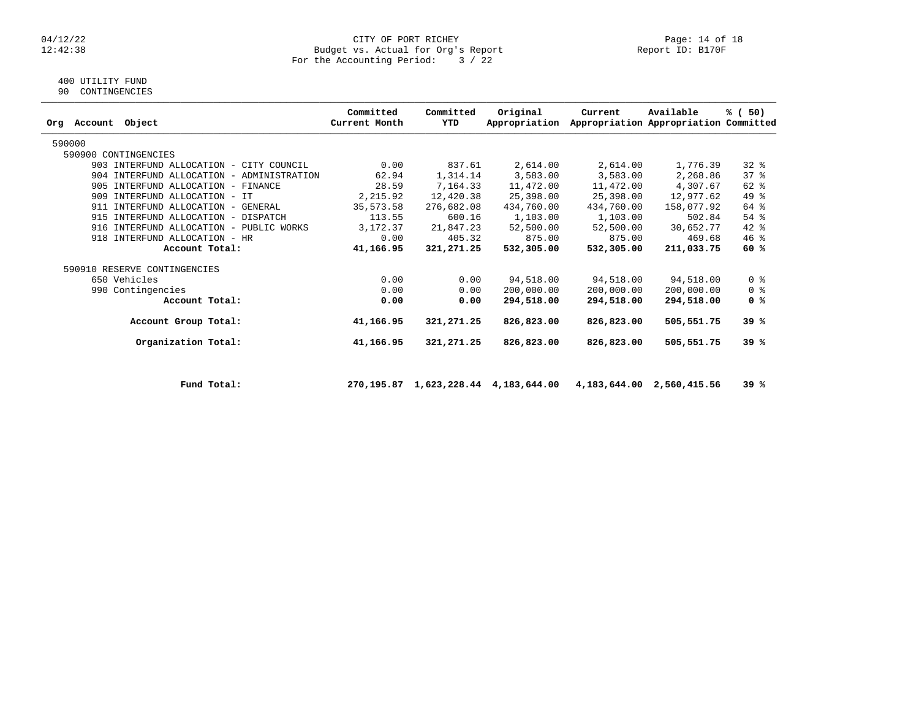CITY OF PORT RICHEY
Budget vs. Actual for Org's Report
For the Accounting Period: 3 / 22

400 UTILITY FUND
90 CONTINGENCIES

| Org Account Object | Committed Current Month | Committed YTD | Original Appropriation | Current Appropriation | Available Appropriation | % ( 50) Committed |
|---|---|---|---|---|---|---|
| 590000 | | | | | | |
| 590900 CONTINGENCIES | | | | | | |
| 903 INTERFUND ALLOCATION - CITY COUNCIL | 0.00 | 837.61 | 2,614.00 | 2,614.00 | 1,776.39 | 32 % |
| 904 INTERFUND ALLOCATION - ADMINISTRATION | 62.94 | 1,314.14 | 3,583.00 | 3,583.00 | 2,268.86 | 37 % |
| 905 INTERFUND ALLOCATION - FINANCE | 28.59 | 7,164.33 | 11,472.00 | 11,472.00 | 4,307.67 | 62 % |
| 909 INTERFUND ALLOCATION - IT | 2,215.92 | 12,420.38 | 25,398.00 | 25,398.00 | 12,977.62 | 49 % |
| 911 INTERFUND ALLOCATION - GENERAL | 35,573.58 | 276,682.08 | 434,760.00 | 434,760.00 | 158,077.92 | 64 % |
| 915 INTERFUND ALLOCATION - DISPATCH | 113.55 | 600.16 | 1,103.00 | 1,103.00 | 502.84 | 54 % |
| 916 INTERFUND ALLOCATION - PUBLIC WORKS | 3,172.37 | 21,847.23 | 52,500.00 | 52,500.00 | 30,652.77 | 42 % |
| 918 INTERFUND ALLOCATION - HR | 0.00 | 405.32 | 875.00 | 875.00 | 469.68 | 46 % |
| **Account Total:** | **41,166.95** | **321,271.25** | **532,305.00** | **532,305.00** | **211,033.75** | **60 %** |
| 590910 RESERVE CONTINGENCIES | | | | | | |
| 650 Vehicles | 0.00 | 0.00 | 94,518.00 | 94,518.00 | 94,518.00 | 0 % |
| 990 Contingencies | 0.00 | 0.00 | 200,000.00 | 200,000.00 | 200,000.00 | 0 % |
| **Account Total:** | **0.00** | **0.00** | **294,518.00** | **294,518.00** | **294,518.00** | **0 %** |
| **Account Group Total:** | **41,166.95** | **321,271.25** | **826,823.00** | **826,823.00** | **505,551.75** | **39 %** |
| **Organization Total:** | **41,166.95** | **321,271.25** | **826,823.00** | **826,823.00** | **505,551.75** | **39 %** |
| **Fund Total:** | **270,195.87** | **1,623,228.44** | **4,183,644.00** | **4,183,644.00** | **2,560,415.56** | **39 %** |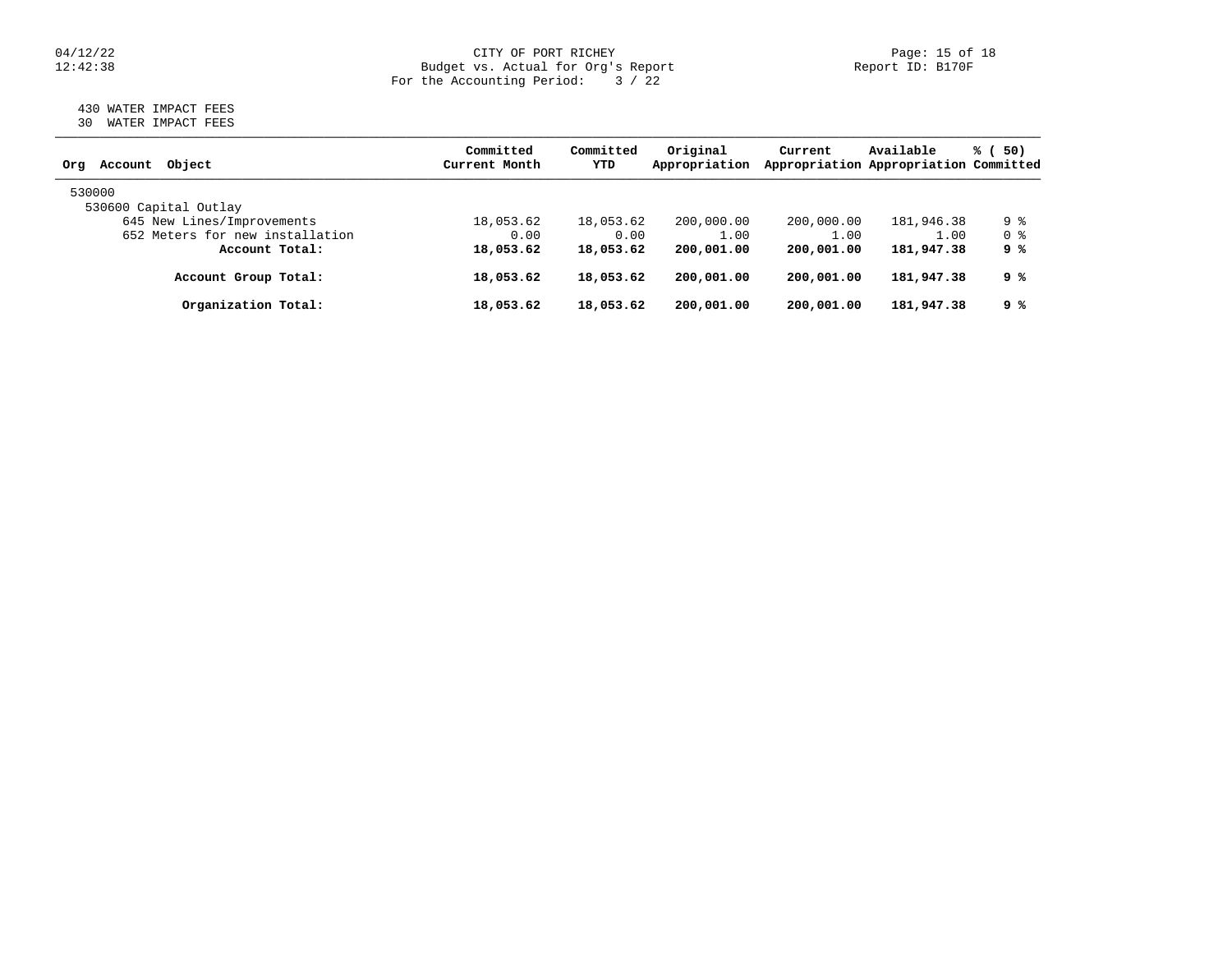430 WATER IMPACT FEES
30 WATER IMPACT FEES

| Org Account Object | Committed Current Month | Committed YTD | Original Appropriation | Current Appropriation | Available Appropriation | % ( 50) Committed |
|---|---|---|---|---|---|---|
| 530000 | | | | | | |
| 530600 Capital Outlay | | | | | | |
| 645 New Lines/Improvements | 18,053.62 | 18,053.62 | 200,000.00 | 200,000.00 | 181,946.38 | 9 % |
| 652 Meters for new installation | 0.00 | 0.00 | 1.00 | 1.00 | 1.00 | 0 % |
| **Account Total:** | **18,053.62** | **18,053.62** | **200,001.00** | **200,001.00** | **181,947.38** | **9 %** |
| **Account Group Total:** | **18,053.62** | **18,053.62** | **200,001.00** | **200,001.00** | **181,947.38** | **9 %** |
| **Organization Total:** | **18,053.62** | **18,053.62** | **200,001.00** | **200,001.00** | **181,947.38** | **9 %** |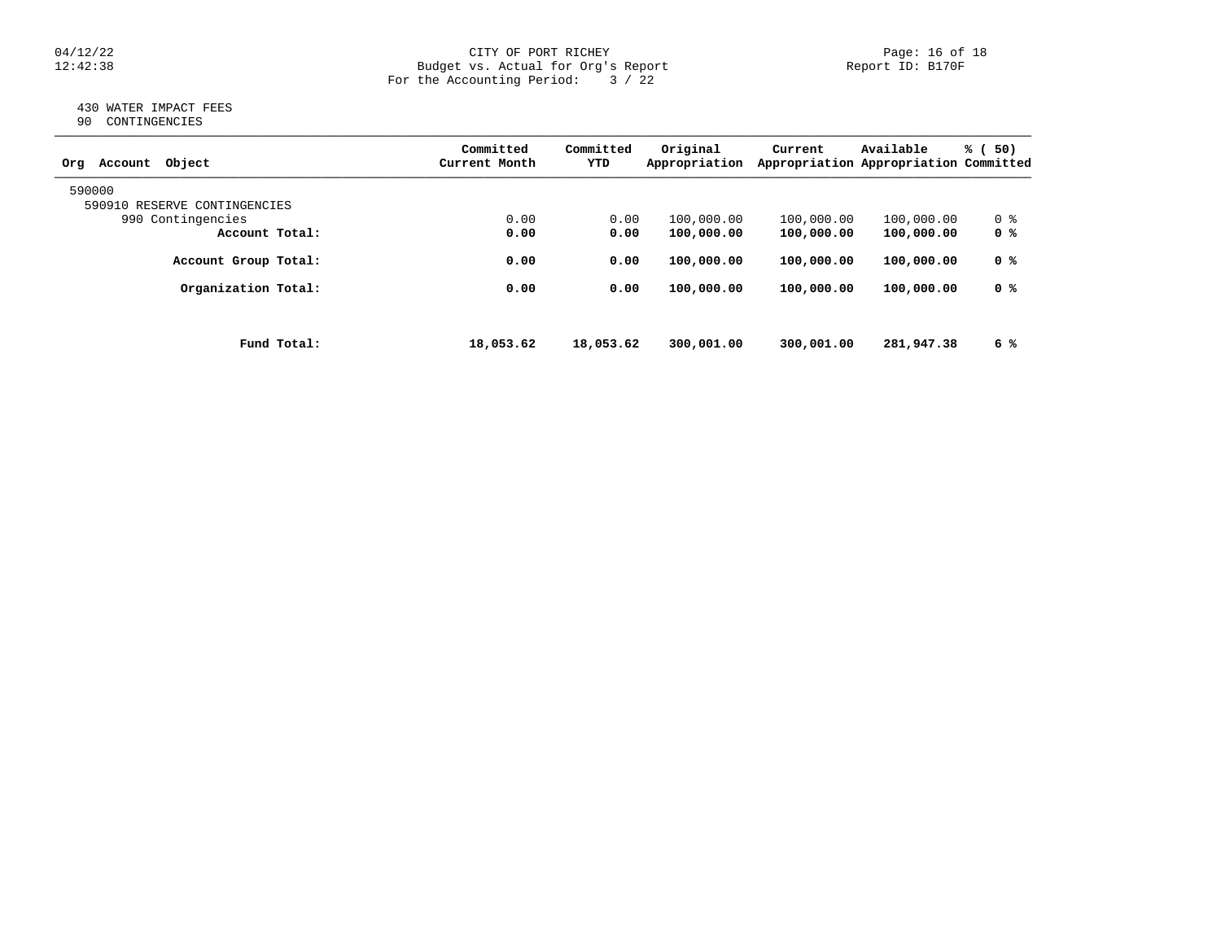430 WATER IMPACT FEES
90 CONTINGENCIES

| Org Account Object | Committed Current Month | Committed YTD | Original Appropriation | Current Appropriation | Available Appropriation | % ( 50) Committed |
|---|---|---|---|---|---|---|
| 590000 | | | | | | |
| 590910 RESERVE CONTINGENCIES | | | | | | |
| 990 Contingencies | 0.00 | 0.00 | 100,000.00 | 100,000.00 | 100,000.00 | 0 % |
| **Account Total:** | **0.00** | **0.00** | **100,000.00** | **100,000.00** | **100,000.00** | **0 %** |
| **Account Group Total:** | **0.00** | **0.00** | **100,000.00** | **100,000.00** | **100,000.00** | **0 %** |
| **Organization Total:** | **0.00** | **0.00** | **100,000.00** | **100,000.00** | **100,000.00** | **0 %** |
| **Fund Total:** | **18,053.62** | **18,053.62** | **300,001.00** | **300,001.00** | **281,947.38** | **6 %** |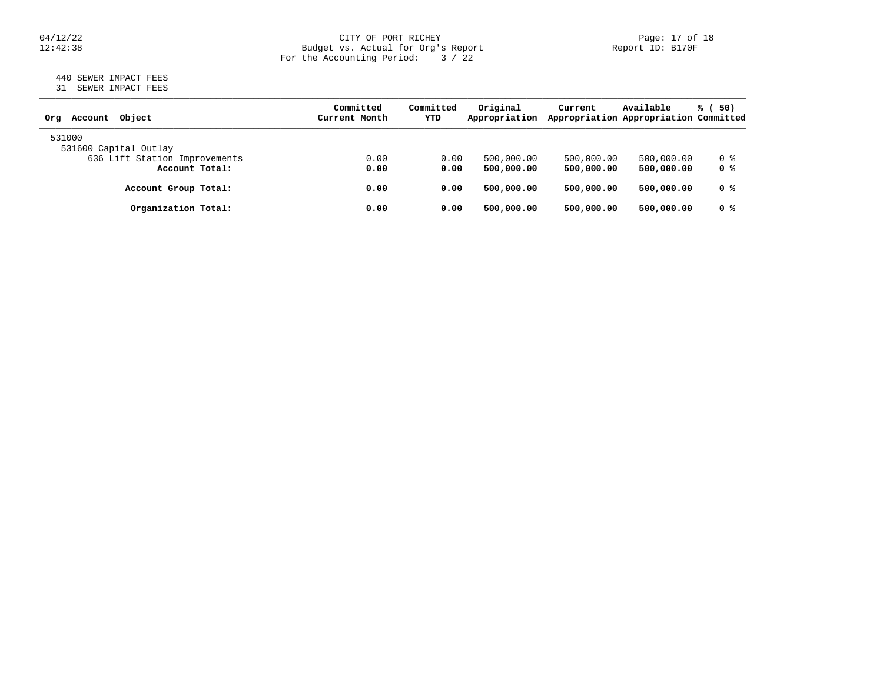CITY OF PORT RICHEY
Budget vs. Actual for Org's Report
For the Accounting Period: 3 / 22

Report ID: B170F

440 SEWER IMPACT FEES
31 SEWER IMPACT FEES

| Org Account Object | Committed Current Month | Committed YTD | Original Appropriation | Current Appropriation | Available Appropriation | % ( 50) Committed |
|---|---|---|---|---|---|---|
| 531000 | | | | | | |
| 531600 Capital Outlay | | | | | | |
| 636 Lift Station Improvements | 0.00 | 0.00 | 500,000.00 | 500,000.00 | 500,000.00 | 0 % |
| **Account Total:** | **0.00** | **0.00** | **500,000.00** | **500,000.00** | **500,000.00** | **0 %** |
| **Account Group Total:** | **0.00** | **0.00** | **500,000.00** | **500,000.00** | **500,000.00** | **0 %** |
| **Organization Total:** | **0.00** | **0.00** | **500,000.00** | **500,000.00** | **500,000.00** | **0 %** |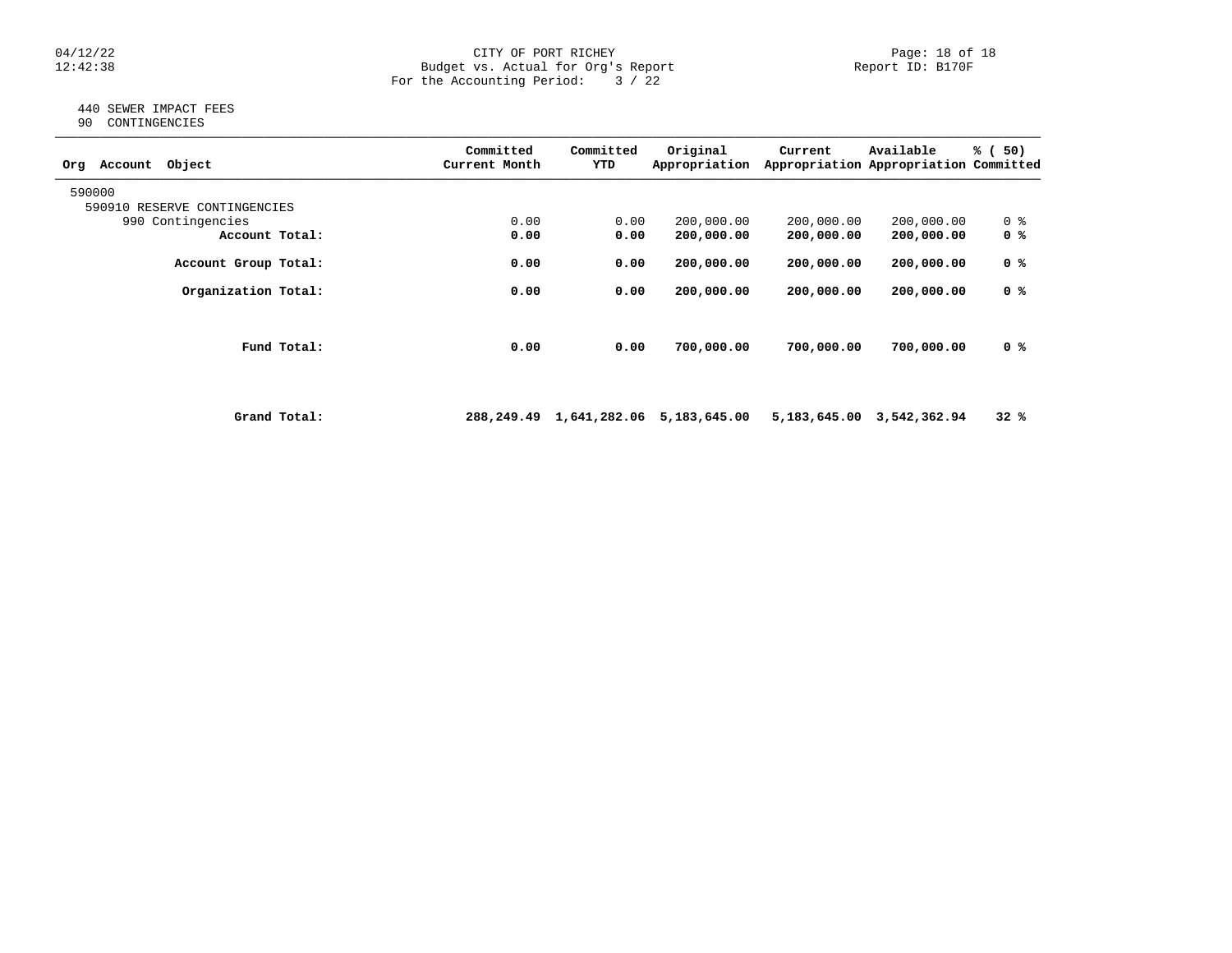CITY OF PORT RICHEY
Budget vs. Actual for Org's Report
For the Accounting Period: 3 / 22

Report ID: B170F

440 SEWER IMPACT FEES
90 CONTINGENCIES

| Org Account Object | Committed Current Month | Committed YTD | Original Appropriation | Current Appropriation | Available Appropriation | % ( 50) Committed |
|---|---|---|---|---|---|---|
| 590000 | | | | | | |
| 590910 RESERVE CONTINGENCIES | | | | | | |
| 990 Contingencies | 0.00 | 0.00 | 200,000.00 | 200,000.00 | 200,000.00 | 0 % |
| **Account Total:** | **0.00** | **0.00** | **200,000.00** | **200,000.00** | **200,000.00** | **0 %** |
| **Account Group Total:** | **0.00** | **0.00** | **200,000.00** | **200,000.00** | **200,000.00** | **0 %** |
| **Organization Total:** | **0.00** | **0.00** | **200,000.00** | **200,000.00** | **200,000.00** | **0 %** |
| **Fund Total:** | **0.00** | **0.00** | **700,000.00** | **700,000.00** | **700,000.00** | **0 %** |
| **Grand Total:** | **288,249.49** | **1,641,282.06** | **5,183,645.00** | **5,183,645.00** | **3,542,362.94** | **32 %** |